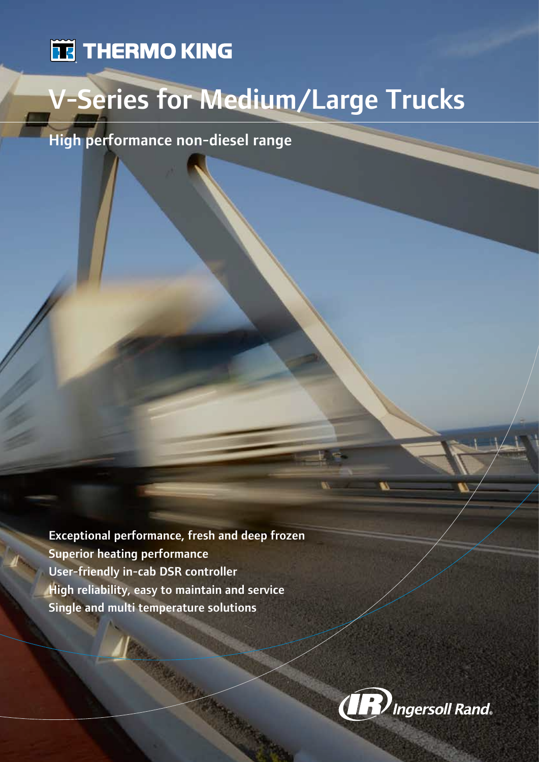THERMO KING

# V-Series for Medium/Large Trucks

## High performance non-diesel range

**Exceptional performance, fresh and deep frozen**
**Superior heating performance**
**User-friendly in-cab DSR controller**
**High reliability, easy to maintain and service**
**Single and multi temperature solutions**

Ingersoll Rand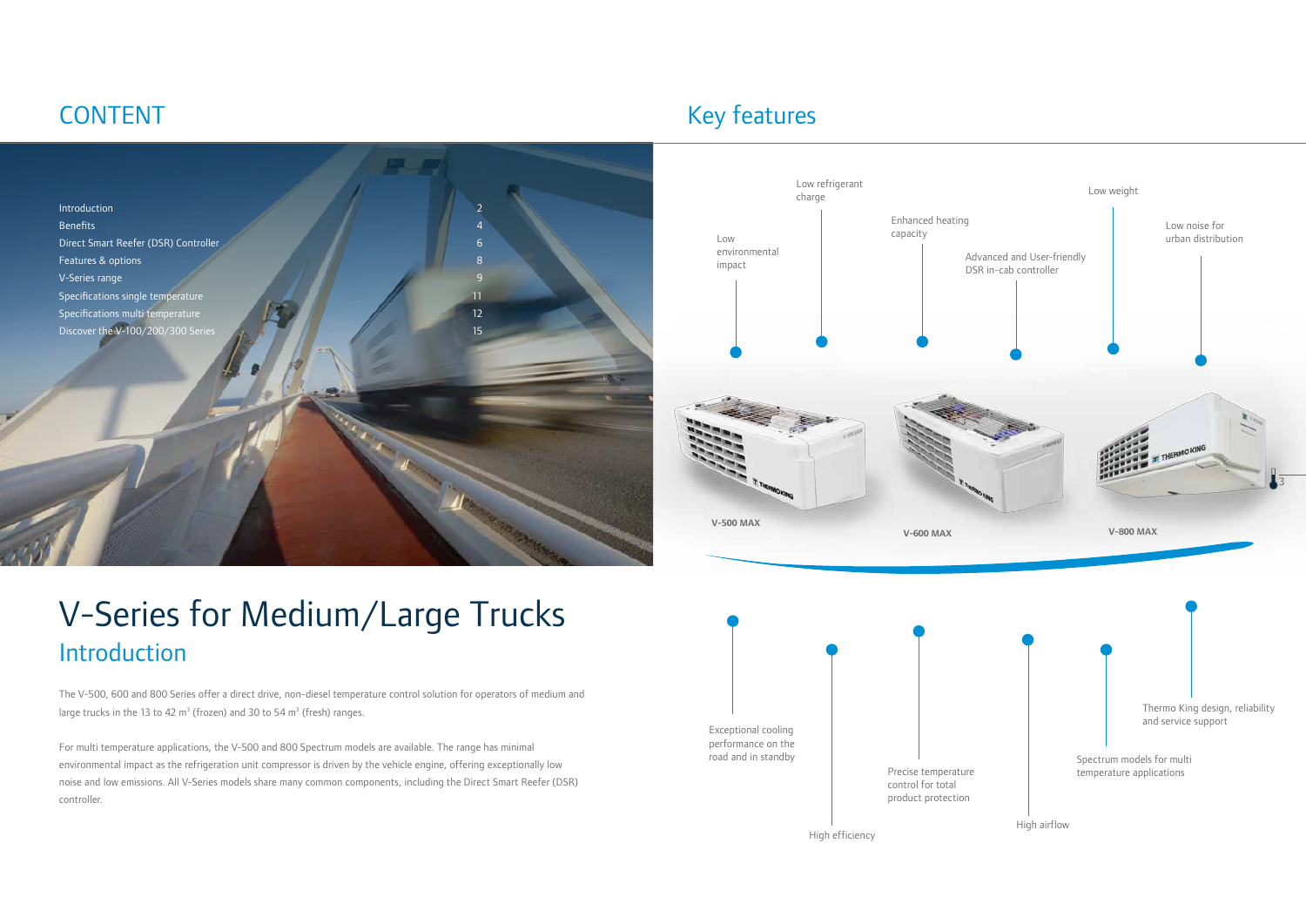# CONTENT

| | |
|---|---|
| Introduction | 2 |
| Benefits | 4 |
| Direct Smart Reefer (DSR) Controller | 6 |
| Features & options | 8 |
| V-Series range | 9 |
| Specifications single temperature | 11 |
| Specifications multi temperature | 12 |
| Discover the V-100/200/300 Series | 15 |

# V-Series for Medium/Large Trucks

## Introduction

The V-500, 600 and 800 Series offer a direct drive, non-diesel temperature control solution for operators of medium and large trucks in the 13 to 42 $m^3$ (frozen) and 30 to 54 $m^3$ (fresh) ranges.

For multi temperature applications, the V-500 and 800 Spectrum models are available. The range has minimal environmental impact as the refrigeration unit compressor is driven by the vehicle engine, offering exceptionally low noise and low emissions. All V-Series models share many common components, including the Direct Smart Reefer (DSR) controller.

# Key features

- Low environmental impact
- Low refrigerant charge
- Enhanced heating capacity
- Advanced and User-friendly DSR in-cab controller
- Low weight
- Low noise for urban distribution

V-500 MAX

V-600 MAX

V-800 MAX

- Exceptional cooling performance on the road and in standby
- High efficiency
- Precise temperature control for total product protection
- High airflow
- Spectrum models for multi temperature applications
- Thermo King design, reliability and service support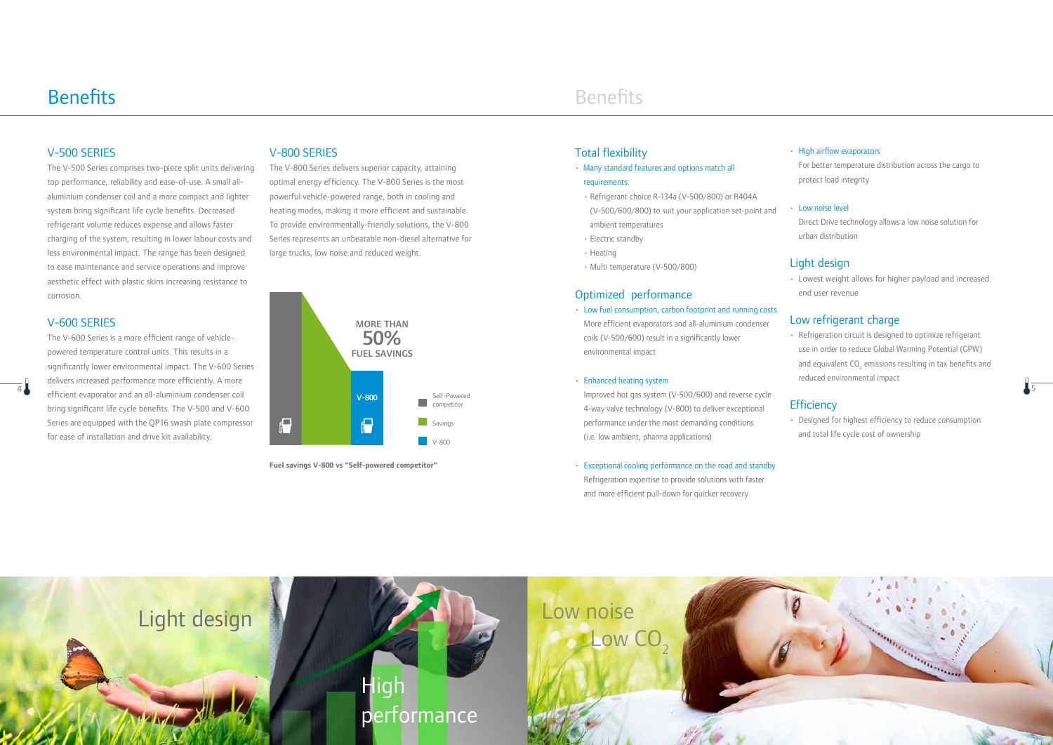# Benefits

## V-500 SERIES

The V-500 Series comprises two-piece split units delivering top performance, reliability and ease-of-use. A small all-aluminium condenser coil and a more compact and lighter system bring significant life cycle benefits. Decreased refrigerant volume reduces expense and allows faster charging of the system, resulting in lower labour costs and less environmental impact. The range has been designed to ease maintenance and service operations and improve aesthetic effect with plastic skins increasing resistance to corrosion.

## V-600 SERIES

The V-600 Series is a more efficient range of vehicle-powered temperature control units. This results in a significantly lower environmental impact. The V-600 Series delivers increased performance more efficiently. A more efficient evaporator and an all-aluminium condenser coil bring significant life cycle benefits. The V-500 and V-600 Series are equipped with the QP16 swash plate compressor for ease of installation and drive kit availability.

## V-800 SERIES

The V-800 Series delivers superior capacity, attaining optimal energy efficiency. The V-800 Series is the most powerful vehicle-powered range, both in cooling and heating modes, making it more efficient and sustainable. To provide environmentally-friendly solutions, the V-800 Series represents an unbeatable non-diesel alternative for large trucks, low noise and reduced weight.

**MORE THAN 50% FUEL SAVINGS**

V-800

Self-Powered competitor | Savings | V-800

**Fuel savings V-800 vs "Self-powered competitor"**

# Benefits

## Total flexibility

- Many standard features and options match all requirements:
  - Refrigerant choice R-134a (V-500/800) or R404A (V-500/600/800) to suit your application set-point and ambient temperatures
  - Electric standby
  - Heating
  - Multi temperature (V-500/800)

## Optimized performance

- Low fuel consumption, carbon footprint and running costs
  More efficient evaporators and all-aluminium condenser coils (V-500/600) result in a significantly lower environmental impact
- Enhanced heating system
  Improved hot gas system (V-500/600) and reverse cycle 4-way valve technology (V-800) to deliver exceptional performance under the most demanding conditions (i.e. low ambient, pharma applications)
- Exceptional cooling performance on the road and standby
  Refrigeration expertise to provide solutions with faster and more efficient pull-down for quicker recovery
- High airflow evaporators
  For better temperature distribution across the cargo to protect load integrity
- Low noise level
  Direct Drive technology allows a low noise solution for urban distribution

## Light design

- Lowest weight allows for higher payload and increased end user revenue

## Low refrigerant charge

- Refrigeration circuit is designed to optimize refrigerant use in order to reduce Global Warming Potential (GPW) and equivalent $CO_2$ emissions resulting in tax benefits and reduced environmental impact

## Efficiency

- Designed for highest efficiency to reduce consumption and total life cycle cost of ownership

Light design

High performance

Low noise

Low $CO_2$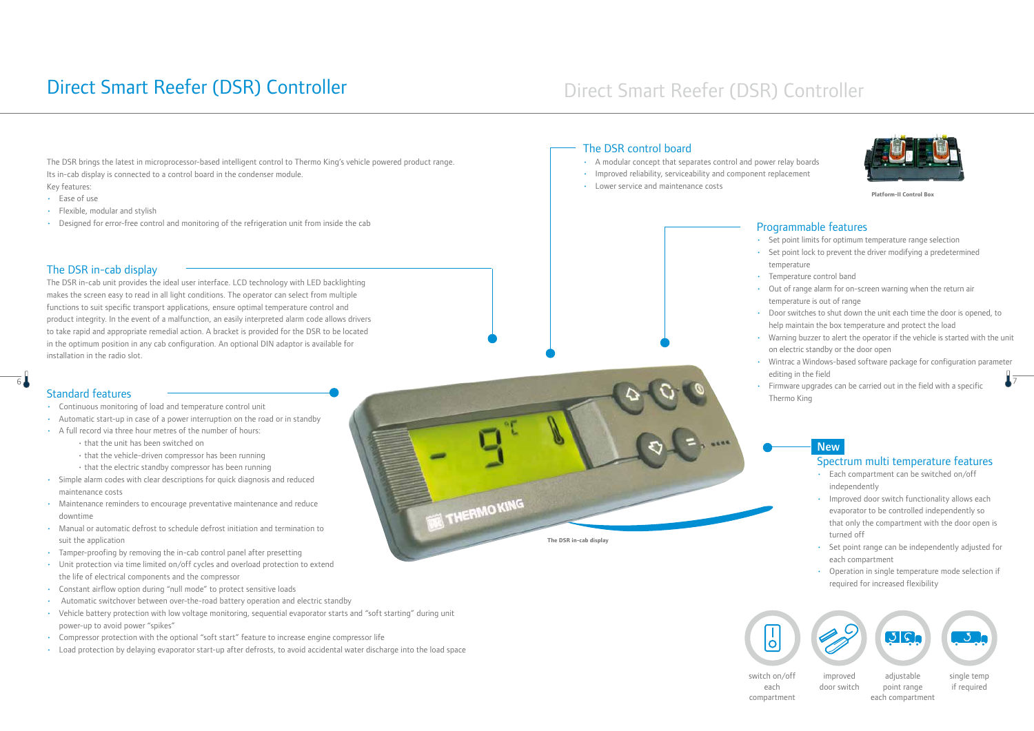# Direct Smart Reefer (DSR) Controller

The DSR brings the latest in microprocessor-based intelligent control to Thermo King's vehicle powered product range. Its in-cab display is connected to a control board in the condenser module.

Key features:

- Ease of use
- Flexible, modular and stylish
- Designed for error-free control and monitoring of the refrigeration unit from inside the cab

## The DSR in-cab display

The DSR in-cab unit provides the ideal user interface. LCD technology with LED backlighting makes the screen easy to read in all light conditions. The operator can select from multiple functions to suit specific transport applications, ensure optimal temperature control and product integrity. In the event of a malfunction, an easily interpreted alarm code allows drivers to take rapid and appropriate remedial action. A bracket is provided for the DSR to be located in the optimum position in any cab configuration. An optional DIN adaptor is available for installation in the radio slot.

## Standard features

- Continuous monitoring of load and temperature control unit
- Automatic start-up in case of a power interruption on the road or in standby
- A full record via three hour metres of the number of hours:
  - that the unit has been switched on
  - that the vehicle-driven compressor has been running
  - that the electric standby compressor has been running
- Simple alarm codes with clear descriptions for quick diagnosis and reduced maintenance costs
- Maintenance reminders to encourage preventative maintenance and reduce downtime
- Manual or automatic defrost to schedule defrost initiation and termination to suit the application
- Tamper-proofing by removing the in-cab control panel after presetting
- Unit protection via time limited on/off cycles and overload protection to extend the life of electrical components and the compressor
- Constant airflow option during "null mode" to protect sensitive loads
- Automatic switchover between over-the-road battery operation and electric standby
- Vehicle battery protection with low voltage monitoring, sequential evaporator starts and "soft starting" during unit power-up to avoid power "spikes"
- Compressor protection with the optional "soft start" feature to increase engine compressor life
- Load protection by delaying evaporator start-up after defrosts, to avoid accidental water discharge into the load space

The DSR in-cab display

## The DSR control board

- A modular concept that separates control and power relay boards
- Improved reliability, serviceability and component replacement
- Lower service and maintenance costs

Platform-II Control Box

## Programmable features

- Set point limits for optimum temperature range selection
- Set point lock to prevent the driver modifying a predetermined temperature
- Temperature control band
- Out of range alarm for on-screen warning when the return air temperature is out of range
- Door switches to shut down the unit each time the door is opened, to help maintain the box temperature and protect the load
- Warning buzzer to alert the operator if the vehicle is started with the unit on electric standby or the door open
- Wintrac a Windows-based software package for configuration parameter editing in the field
- Firmware upgrades can be carried out in the field with a specific Thermo King

**New**

## Spectrum multi temperature features

- Each compartment can be switched on/off independently
- Improved door switch functionality allows each evaporator to be controlled independently so that only the compartment with the door open is turned off
- Set point range can be independently adjusted for each compartment
- Operation in single temperature mode selection if required for increased flexibility

switch on/off each compartment

improved door switch

adjustable point range each compartment

single temp if required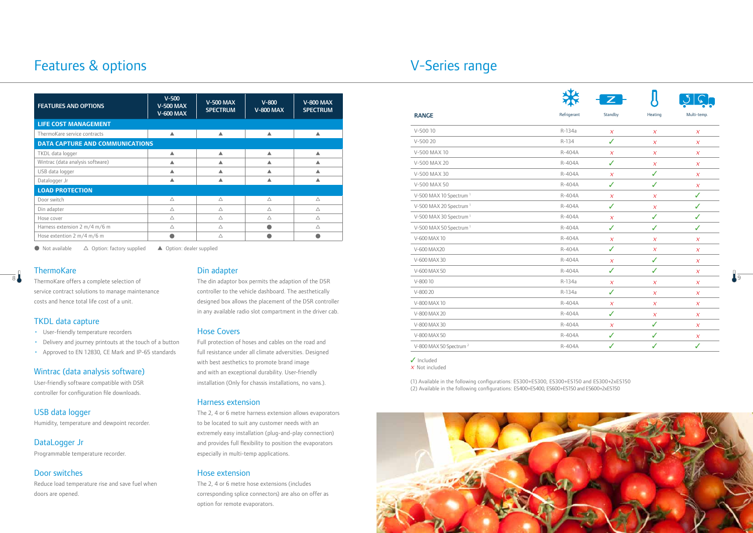# Features & options

| FEATURES AND OPTIONS | V-500 V-500 MAX V-600 MAX | V-500 MAX SPECTRUM | V-800 V-800 MAX | V-800 MAX SPECTRUM |
|---|---|---|---|---|
| **LIFE COST MANAGEMENT** | | | | |
| ThermoKare service contracts | ▲ | ▲ | ▲ | ▲ |
| **DATA CAPTURE AND COMMUNICATIONS** | | | | |
| TKDL data logger | ▲ | ▲ | ▲ | ▲ |
| Wintrac (data analysis software) | ▲ | ▲ | ▲ | ▲ |
| USB data logger | ▲ | ▲ | ▲ | ▲ |
| Datalogger Jr | ▲ | ▲ | ▲ | ▲ |
| **LOAD PROTECTION** | | | | |
| Door switch | △ | △ | △ | △ |
| Din adapter | △ | △ | △ | △ |
| Hose cover | △ | △ | △ | △ |
| Harness extension 2 m/4 m/6 m | △ | △ | ● | △ |
| Hose extention 2 m/4 m/6 m | ● | △ | ● | ● |

● Not available △ Option: factory supplied ▲ Option: dealer supplied

## ThermoKare

ThermoKare offers a complete selection of service contract solutions to manage maintenance costs and hence total life cost of a unit.

## TKDL data capture

- User-friendly temperature recorders
- Delivery and journey printouts at the touch of a button
- Approved to EN 12830, CE Mark and IP-65 standards

## Wintrac (data analysis software)

User-friendly software compatible with DSR controller for configuration file downloads.

## USB data logger

Humidity, temperature and dewpoint recorder.

## DataLogger Jr

Programmable temperature recorder.

## Door switches

Reduce load temperature rise and save fuel when doors are opened.

## Din adapter

The din adaptor box permits the adaption of the DSR controller to the vehicle dashboard. The aesthetically designed box allows the placement of the DSR controller in any available radio slot compartment in the driver cab.

## Hose Covers

Full protection of hoses and cables on the road and full resistance under all climate adversities. Designed with best aesthetics to promote brand image and with an exceptional durability. User-friendly installation (Only for chassis installations, no vans.).

## Harness extension

The 2, 4 or 6 metre harness extension allows evaporators to be located to suit any customer needs with an extremely easy installation (plug-and-play connection) and provides full flexibility to position the evaporators especially in multi-temp applications.

## Hose extension

The 2, 4 or 6 metre hose extensions (includes corresponding splice connectors) are also on offer as option for remote evaporators.

# V-Series range

| RANGE | Refrigerant | Standby | Heating | Multi-temp. |
|---|---|---|---|---|
| V-500 10 | R-134a | ✗ | ✗ | ✗ |
| V-500 20 | R-134 | ✓ | ✗ | ✗ |
| V-500 MAX 10 | R-404A | ✗ | ✗ | ✗ |
| V-500 MAX 20 | R-404A | ✓ | ✗ | ✗ |
| V-500 MAX 30 | R-404A | ✗ | ✓ | ✗ |
| V-500 MAX 50 | R-404A | ✓ | ✓ | ✗ |
| V-500 MAX 10 Spectrum [1] | R-404A | ✗ | ✗ | ✓ |
| V-500 MAX 20 Spectrum [1] | R-404A | ✓ | ✗ | ✓ |
| V-500 MAX 30 Spectrum [1] | R-404A | ✗ | ✓ | ✓ |
| V-500 MAX 50 Spectrum [1] | R-404A | ✓ | ✓ | ✓ |
| V-600 MAX 10 | R-404A | ✗ | ✗ | ✗ |
| V-600 MAX20 | R-404A | ✓ | ✗ | ✗ |
| V-600 MAX 30 | R-404A | ✗ | ✓ | ✗ |
| V-600 MAX 50 | R-404A | ✓ | ✓ | ✗ |
| V-800 10 | R-134a | ✗ | ✗ | ✗ |
| V-800 20 | R-134a | ✓ | ✗ | ✗ |
| V-800 MAX 10 | R-404A | ✗ | ✗ | ✗ |
| V-800 MAX 20 | R-404A | ✓ | ✗ | ✗ |
| V-800 MAX 30 | R-404A | ✗ | ✓ | ✗ |
| V-800 MAX 50 | R-404A | ✓ | ✓ | ✗ |
| V-800 MAX 50 Spectrum [2] | R-404A | ✓ | ✓ | ✓ |

✓ Included
✗ Not included

(1) Available in the following configurations: ES300+ES300, ES300+ES150 and ES300+2xES150
(2) Available in the following configurations: ES400+ES400, ES600+ES150 and ES600+2xES150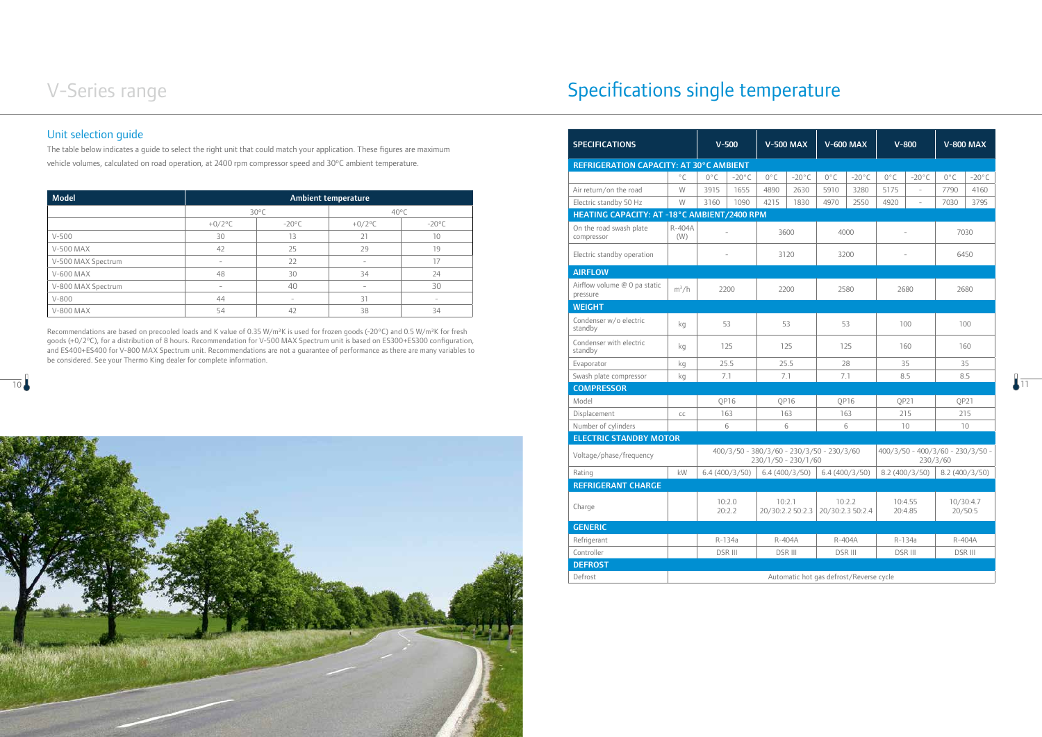# V-Series range

## Unit selection guide

The table below indicates a guide to select the right unit that could match your application. These figures are maximum vehicle volumes, calculated on road operation, at 2400 rpm compressor speed and 30°C ambient temperature.

| Model | Ambient temperature | | | |
|---|---|---|---|---|
| | 30°C | | 40°C | |
| | +0/2°C | -20°C | +0/2°C | -20°C |
| V-500 | 30 | 13 | 21 | 10 |
| V-500 MAX | 42 | 25 | 29 | 19 |
| V-500 MAX Spectrum | - | 22 | - | 17 |
| V-600 MAX | 48 | 30 | 34 | 24 |
| V-800 MAX Spectrum | - | 40 | - | 30 |
| V-800 | 44 | - | 31 | - |
| V-800 MAX | 54 | 42 | 38 | 34 |

Recommendations are based on precooled loads and K value of 0.35 W/m²K is used for frozen goods (-20°C) and 0.5 W/m²K for fresh goods (+0/2°C), for a distribution of 8 hours. Recommendation for V-500 MAX Spectrum unit is based on ES300+ES300 configuration, and ES400+ES400 for V-800 MAX Spectrum unit. Recommendations are not a guarantee of performance as there are many variables to be considered. See your Thermo King dealer for complete information.

# Specifications single temperature

| SPECIFICATIONS | | V-500 | | V-500 MAX | | V-600 MAX | | V-800 | | V-800 MAX | |
|---|---|---|---|---|---|---|---|---|---|---|---|
| **REFRIGERATION CAPACITY: AT 30°C AMBIENT** | | | | | | | | | | | |
| | °C | 0°C | -20°C | 0°C | -20°C | 0°C | -20°C | 0°C | -20°C | 0°C | -20°C |
| Air return/on the road | W | 3915 | 1655 | 4890 | 2630 | 5910 | 3280 | 5175 | - | 7790 | 4160 |
| Electric standby 50 Hz | W | 3160 | 1090 | 4215 | 1830 | 4970 | 2550 | 4920 | - | 7030 | 3795 |
| **HEATING CAPACITY: AT -18°C AMBIENT/2400 RPM** | | | | | | | | | | | |
| On the road swash plate compressor | R-404A (W) | - | | 3600 | | 4000 | | - | | 7030 | |
| Electric standby operation | | - | | 3120 | | 3200 | | - | | 6450 | |
| **AIRFLOW** | | | | | | | | | | | |
| Airflow volume @ 0 pa static pressure | m³/h | 2200 | | 2200 | | 2580 | | 2680 | | 2680 | |
| **WEIGHT** | | | | | | | | | | | |
| Condenser w/o electric standby | kg | 53 | | 53 | | 53 | | 100 | | 100 | |
| Condenser with electric standby | kg | 125 | | 125 | | 125 | | 160 | | 160 | |
| Evaporator | kg | 25.5 | | 25.5 | | 28 | | 35 | | 35 | |
| Swash plate compressor | kg | 7.1 | | 7.1 | | 7.1 | | 8.5 | | 8.5 | |
| **COMPRESSOR** | | | | | | | | | | | |
| Model | | QP16 | | QP16 | | QP16 | | QP21 | | QP21 | |
| Displacement | cc | 163 | | 163 | | 163 | | 215 | | 215 | |
| Number of cylinders | | 6 | | 6 | | 6 | | 10 | | 10 | |
| **ELECTRIC STANDBY MOTOR** | | | | | | | | | | | |
| Voltage/phase/frequency | | 400/3/50 - 380/3/60 - 230/3/50 - 230/3/60 230/1/50 - 230/1/60 | | | | | | 400/3/50 - 400/3/60 - 230/3/50 - 230/3/60 | | | |
| Rating | kW | 6.4 (400/3/50) | | 6.4 (400/3/50) | | 6.4 (400/3/50) | | 8.2 (400/3/50) | | 8.2 (400/3/50) | |
| **REFRIGERANT CHARGE** | | | | | | | | | | | |
| Charge | | 10:2.0 20:2.2 | | 10:2.1 20/30:2.2 50:2.3 | | 10:2.2 20/30:2.3 50:2.4 | | 10:4.55 20:4.85 | | 10/30:4.7 20/50:5 | |
| **GENERIC** | | | | | | | | | | | |
| Refrigerant | | R-134a | | R-404A | | R-404A | | R-134a | | R-404A | |
| Controller | | DSR III | | DSR III | | DSR III | | DSR III | | DSR III | |
| **DEFROST** | | | | | | | | | | | |
| Defrost | | Automatic hot gas defrost/Reverse cycle | | | | | | | | | |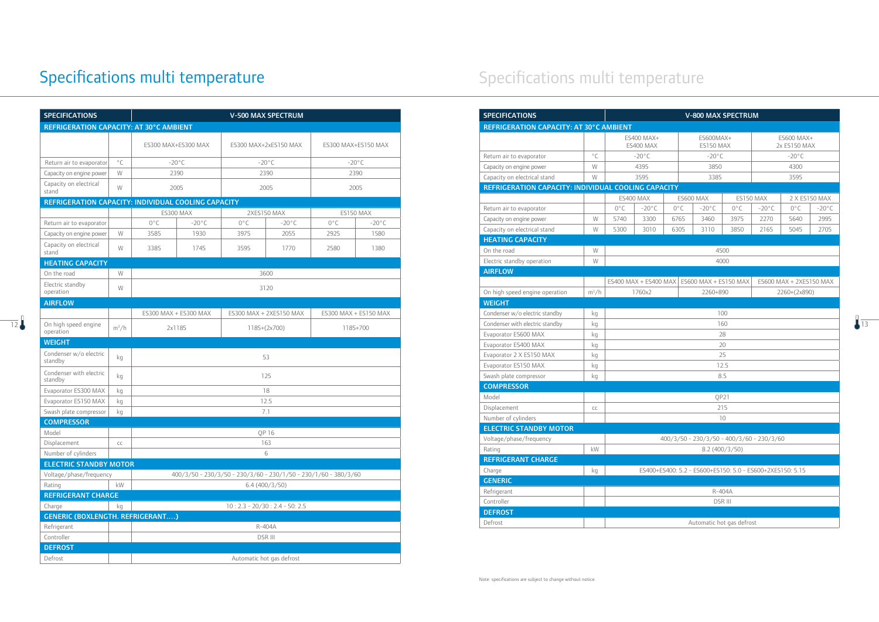# Specifications multi temperature

| SPECIFICATIONS | | V-500 MAX SPECTRUM | | | | | |
|---|---|---|---|---|---|---|---|
| **REFRIGERATION CAPACITY: AT 30°C AMBIENT** | | | | | | | |
| | | ES300 MAX+ES300 MAX | | ES300 MAX+2xES150 MAX | | ES300 MAX+ES150 MAX | |
| Return air to evaporator | °C | -20°C | | -20°C | | -20°C | |
| Capacity on engine power | W | 2390 | | 2390 | | 2390 | |
| Capacity on electrical stand | W | 2005 | | 2005 | | 2005 | |
| **REFRIGERATION CAPACITY: INDIVIDUAL COOLING CAPACITY** | | | | | | | |
| | | ES300 MAX | | 2XES150 MAX | | ES150 MAX | |
| Return air to evaporator | | 0°C | -20°C | 0°C | -20°C | 0°C | -20°C |
| Capacity on engine power | W | 3585 | 1930 | 3975 | 2055 | 2925 | 1580 |
| Capacity on electrical stand | W | 3385 | 1745 | 3595 | 1770 | 2580 | 1380 |
| **HEATING CAPACITY** | | | | | | | |
| On the road | W | 3600 | | | | | |
| Electric standby operation | W | 3120 | | | | | |
| **AIRFLOW** | | | | | | | |
| | | ES300 MAX + ES300 MAX | | ES300 MAX + 2XES150 MAX | | ES300 MAX + ES150 MAX | |
| On high speed engine operation | m³/h | 2x1185 | | 1185+(2x700) | | 1185+700 | |
| **WEIGHT** | | | | | | | |
| Condenser w/o electric standby | kg | 53 | | | | | |
| Condenser with electric standby | kg | 125 | | | | | |
| Evaporator ES300 MAX | kg | 18 | | | | | |
| Evaporator ES150 MAX | kg | 12.5 | | | | | |
| Swash plate compressor | kg | 7.1 | | | | | |
| **COMPRESSOR** | | | | | | | |
| Model | | QP 16 | | | | | |
| Displacement | cc | 163 | | | | | |
| Number of cylinders | | 6 | | | | | |
| **ELECTRIC STANDBY MOTOR** | | | | | | | |
| Voltage/phase/frequency | | 400/3/50 - 230/3/50 - 230/3/60 - 230/1/50 - 230/1/60 - 380/3/60 | | | | | |
| Rating | kW | 6.4 (400/3/50) | | | | | |
| **REFRIGERANT CHARGE** | | | | | | | |
| Charge | kg | 10 : 2.3 - 20/30 : 2.4 - 50: 2.5 | | | | | |
| **GENERIC (BOXLENGTH. REFRIGERANT....)** | | | | | | | |
| Refrigerant | | R-404A | | | | | |
| Controller | | DSR III | | | | | |
| **DEFROST** | | | | | | | |
| Defrost | | Automatic hot gas defrost | | | | | |

# Specifications multi temperature

| SPECIFICATIONS | | V-800 MAX SPECTRUM | | | | | | | |
|---|---|---|---|---|---|---|---|---|---|
| **REFRIGERATION CAPACITY: AT 30°C AMBIENT** | | | | | | | | | |
| | | ES400 MAX+ ES400 MAX | | ES600MAX+ ES150 MAX | | | | ES600 MAX+ 2x ES150 MAX | |
| Return air to evaporator | °C | -20°C | | -20°C | | | | -20°C | |
| Capacity on engine power | W | 4395 | | 3850 | | | | 4300 | |
| Capacity on electrical stand | W | 3595 | | 3385 | | | | 3595 | |
| **REFRIGERATION CAPACITY: INDIVIDUAL COOLING CAPACITY** | | | | | | | | | |
| | | ES400 MAX | | ES600 MAX | | ES150 MAX | | 2 X ES150 MAX | |
| Return air to evaporator | | 0°C | -20°C | 0°C | -20°C | 0°C | -20°C | 0°C | -20°C |
| Capacity on engine power | W | 5740 | 3300 | 6765 | 3460 | 3975 | 2270 | 5640 | 2995 |
| Capacity on electrical stand | W | 5300 | 3010 | 6305 | 3110 | 3850 | 2165 | 5045 | 2705 |
| **HEATING CAPACITY** | | | | | | | | | |
| On the road | W | 4500 | | | | | | | |
| Electric standby operation | W | 4000 | | | | | | | |
| **AIRFLOW** | | | | | | | | | |
| | | ES400 MAX + ES400 MAX | | ES600 MAX + ES150 MAX | | | | ES600 MAX + 2XES150 MAX | |
| On high speed engine operation | m³/h | 1760x2 | | 2260+890 | | | | 2260+(2x890) | |
| **WEIGHT** | | | | | | | | | |
| Condenser w/o electric standby | kg | 100 | | | | | | | |
| Condenser with electric standby | kg | 160 | | | | | | | |
| Evaporator ES600 MAX | kg | 28 | | | | | | | |
| Evaporator ES400 MAX | kg | 20 | | | | | | | |
| Evaporator 2 X ES150 MAX | kg | 25 | | | | | | | |
| Evaporator ES150 MAX | kg | 12.5 | | | | | | | |
| Swash plate compressor | kg | 8.5 | | | | | | | |
| **COMPRESSOR** | | | | | | | | | |
| Model | | QP21 | | | | | | | |
| Displacement | cc | 215 | | | | | | | |
| Number of cylinders | | 10 | | | | | | | |
| **ELECTRIC STANDBY MOTOR** | | | | | | | | | |
| Voltage/phase/frequency | | 400/3/50 - 230/3/50 - 400/3/60 - 230/3/60 | | | | | | | |
| Rating | kW | 8.2 (400/3/50) | | | | | | | |
| **REFRIGERANT CHARGE** | | | | | | | | | |
| Charge | kg | ES400+ES400: 5.2 - ES600+ES150: 5.0 - ES600+2XES150: 5.15 | | | | | | | |
| **GENERIC** | | | | | | | | | |
| Refrigerant | | R-404A | | | | | | | |
| Controller | | DSR III | | | | | | | |
| **DEFROST** | | | | | | | | | |
| Defrost | | Automatic hot gas defrost | | | | | | | |

Note: specifications are subject to change without notice.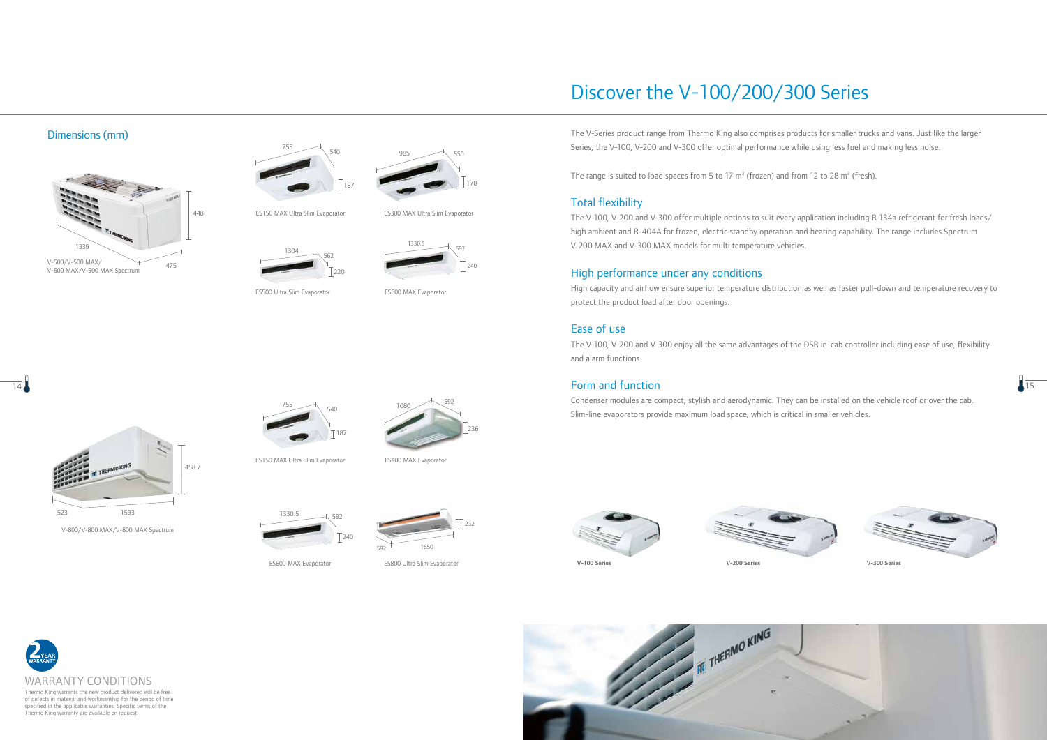## Dimensions (mm)

1339

448

V-500/V-500 MAX/
V-600 MAX/V-500 MAX Spectrum

475

755 540 187

ES150 MAX Ultra Slim Evaporator

985 550 178

ES300 MAX Ultra Slim Evaporator

1304 562 220

ES500 Ultra Slim Evaporator

1330.5 592 240

ES600 MAX Evaporator

458.7

523 1593

V-800/V-800 MAX/V-800 MAX Spectrum

755 540 187

ES150 MAX Ultra Slim Evaporator

1080 592 236

ES400 MAX Evaporator

1330.5 592 240

ES600 MAX Evaporator

232 592 1650

ES800 Ultra Slim Evaporator

2 YEAR WARRANTY

## WARRANTY CONDITIONS

Thermo King warrants the new product delivered will be free of defects in material and workmanship for the period of time specified in the applicable warranties. Specific terms of the Thermo King warranty are available on request.

# Discover the V-100/200/300 Series

The V-Series product range from Thermo King also comprises products for smaller trucks and vans. Just like the larger Series, the V-100, V-200 and V-300 offer optimal performance while using less fuel and making less noise.

The range is suited to load spaces from 5 to 17 $m^3$ (frozen) and from 12 to 28 $m^3$ (fresh).

## Total flexibility

The V-100, V-200 and V-300 offer multiple options to suit every application including R-134a refrigerant for fresh loads/ high ambient and R-404A for frozen, electric standby operation and heating capability. The range includes Spectrum V-200 MAX and V-300 MAX models for multi temperature vehicles.

## High performance under any conditions

High capacity and airflow ensure superior temperature distribution as well as faster pull-down and temperature recovery to protect the product load after door openings.

## Ease of use

The V-100, V-200 and V-300 enjoy all the same advantages of the DSR in-cab controller including ease of use, flexibility and alarm functions.

## Form and function

Condenser modules are compact, stylish and aerodynamic. They can be installed on the vehicle roof or over the cab. Slim-line evaporators provide maximum load space, which is critical in smaller vehicles.

**V-100 Series** **V-200 Series** **V-300 Series**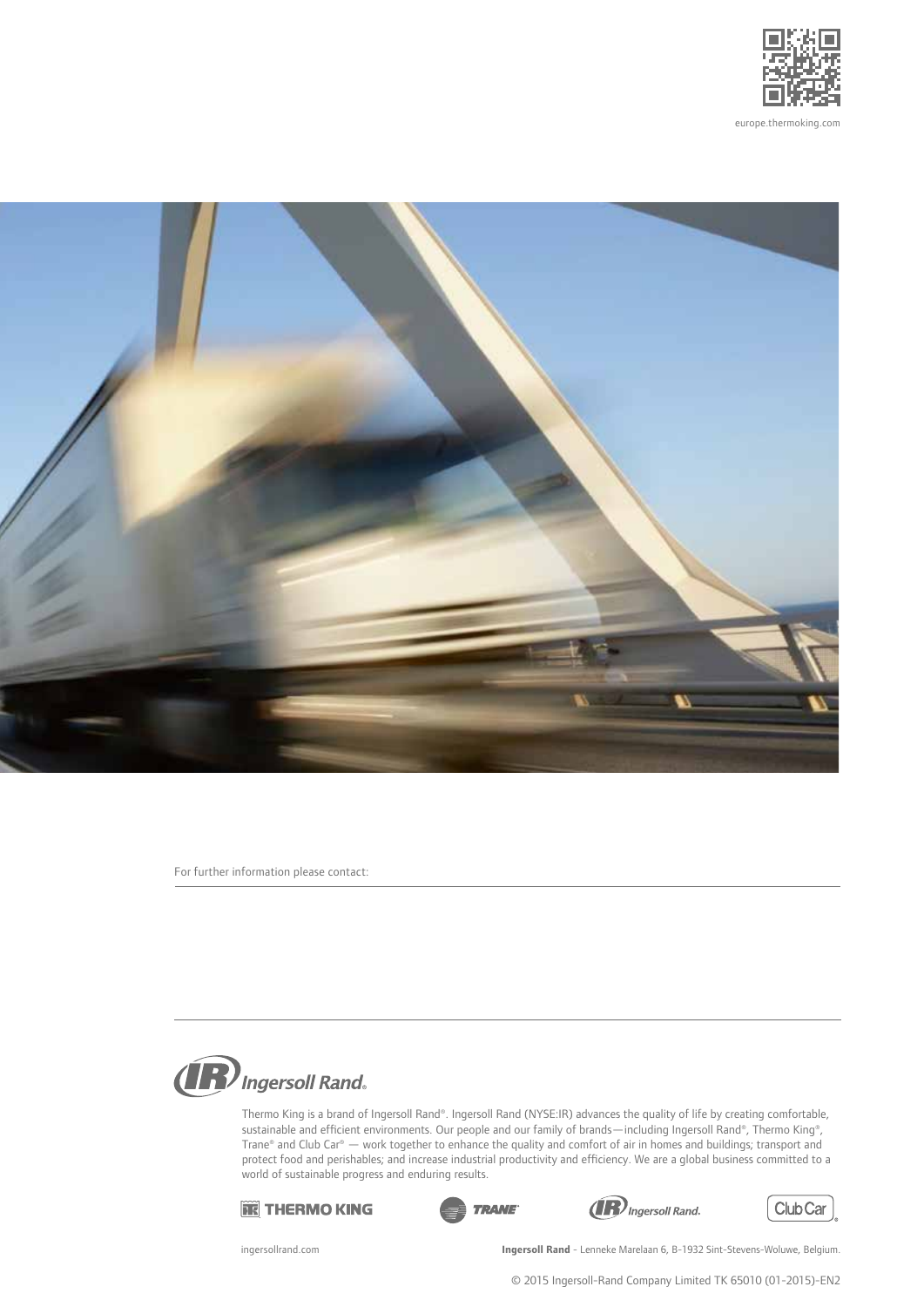europe.thermoking.com

For further information please contact:

Ingersoll Rand

Thermo King is a brand of Ingersoll Rand®. Ingersoll Rand (NYSE:IR) advances the quality of life by creating comfortable, sustainable and efficient environments. Our people and our family of brands—including Ingersoll Rand®, Thermo King®, Trane® and Club Car® — work together to enhance the quality and comfort of air in homes and buildings; transport and protect food and perishables; and increase industrial productivity and efficiency. We are a global business committed to a world of sustainable progress and enduring results.

THERMO KING    TRANE    Ingersoll Rand    Club Car

ingersollrand.com

**Ingersoll Rand** - Lenneke Marelaan 6, B-1932 Sint-Stevens-Woluwe, Belgium.

© 2015 Ingersoll-Rand Company Limited TK 65010 (01-2015)-EN2